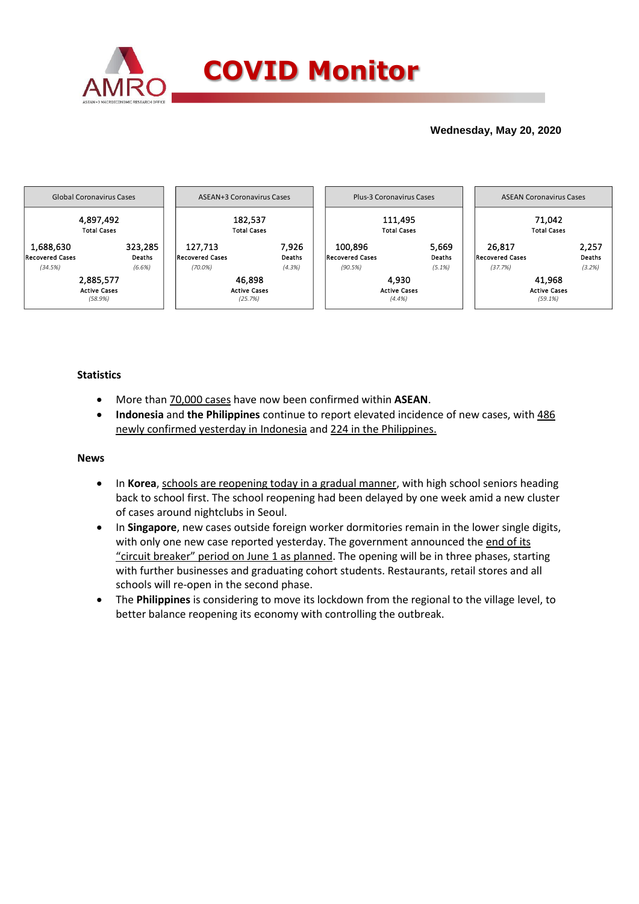# COVID Monitor

**Wednesday, May 20, 2020**

| Global Coronavirus Cases | | ASEAN+3 Coronavirus Cases | | Plus-3 Coronavirus Cases | | ASEAN Coronavirus Cases | |
|---|---|---|---|---|---|---|---|
| 4,897,492 Total Cases | | 182,537 Total Cases | | 111,495 Total Cases | | 71,042 Total Cases | |
| 1,688,630 Recovered Cases *(34.5%)* | 323,285 Deaths *(6.6%)* | 127,713 Recovered Cases *(70.0%)* | 7,926 Deaths *(4.3%)* | 100,896 Recovered Cases *(90.5%)* | 5,669 Deaths *(5.1%)* | 26,817 Recovered Cases *(37.7%)* | 2,257 Deaths *(3.2%)* |
| 2,885,577 Active Cases *(58.9%)* | | 46,898 Active Cases *(25.7%)* | | 4,930 Active Cases *(4.4%)* | | 41,968 Active Cases *(59.1%)* | |

### Statistics

- More than 70,000 cases have now been confirmed within **ASEAN**.
- **Indonesia** and **the Philippines** continue to report elevated incidence of new cases, with 486 newly confirmed yesterday in Indonesia and 224 in the Philippines.

### News

- In **Korea**, schools are reopening today in a gradual manner, with high school seniors heading back to school first. The school reopening had been delayed by one week amid a new cluster of cases around nightclubs in Seoul.
- In **Singapore**, new cases outside foreign worker dormitories remain in the lower single digits, with only one new case reported yesterday. The government announced the end of its "circuit breaker" period on June 1 as planned. The opening will be in three phases, starting with further businesses and graduating cohort students. Restaurants, retail stores and all schools will re-open in the second phase.
- The **Philippines** is considering to move its lockdown from the regional to the village level, to better balance reopening its economy with controlling the outbreak.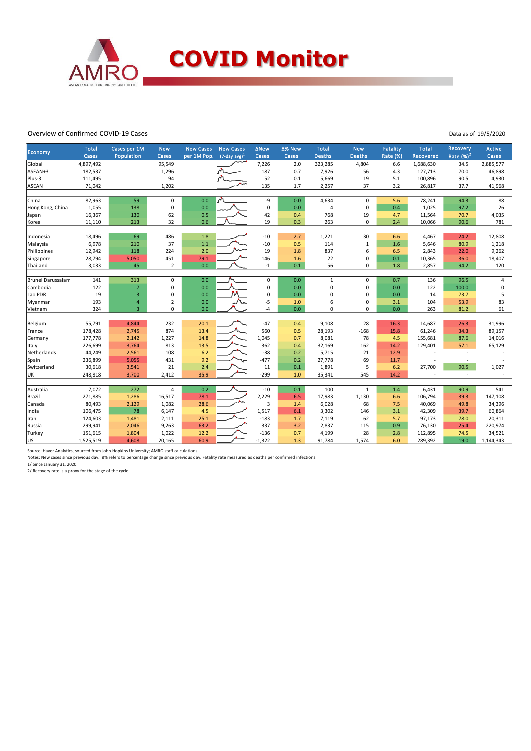# COVID Monitor

Overview of Confirmed COVID-19 Cases

Data as of 19/5/2020

| Economy | Total Cases | Cases per 1M Population | New Cases | New Cases per 1M Pop. | New Cases (7-day avg)[1] | ΔNew Cases | Δ% New Cases | Total Deaths | New Deaths | Fatality Rate (%) | Total Recovered | Recovery Rate (%)[2] | Active Cases |
|---|---|---|---|---|---|---|---|---|---|---|---|---|---|
| Global | 4,897,492 | | 95,549 | | | 7,226 | 2.0 | 323,285 | 4,804 | 6.6 | 1,688,630 | 34.5 | 2,885,577 |
| ASEAN+3 | 182,537 | | 1,296 | | | 187 | 0.7 | 7,926 | 56 | 4.3 | 127,713 | 70.0 | 46,898 |
| Plus-3 | 111,495 | | 94 | | | 52 | 0.1 | 5,669 | 19 | 5.1 | 100,896 | 90.5 | 4,930 |
| ASEAN | 71,042 | | 1,202 | | | 135 | 1.7 | 2,257 | 37 | 3.2 | 26,817 | 37.7 | 41,968 |
| | | | | | | | | | | | | | |
| China | 82,963 | 59 | 0 | 0.0 | | -9 | 0.0 | 4,634 | 0 | 5.6 | 78,241 | 94.3 | 88 |
| Hong Kong, China | 1,055 | 138 | 0 | 0.0 | | 0 | 0.0 | 4 | 0 | 0.4 | 1,025 | 97.2 | 26 |
| Japan | 16,367 | 130 | 62 | 0.5 | | 42 | 0.4 | 768 | 19 | 4.7 | 11,564 | 70.7 | 4,035 |
| Korea | 11,110 | 213 | 32 | 0.6 | | 19 | 0.3 | 263 | 0 | 2.4 | 10,066 | 90.6 | 781 |
| | | | | | | | | | | | | | |
| Indonesia | 18,496 | 69 | 486 | 1.8 | | -10 | 2.7 | 1,221 | 30 | 6.6 | 4,467 | 24.2 | 12,808 |
| Malaysia | 6,978 | 210 | 37 | 1.1 | | -10 | 0.5 | 114 | 1 | 1.6 | 5,646 | 80.9 | 1,218 |
| Philippines | 12,942 | 118 | 224 | 2.0 | | 19 | 1.8 | 837 | 6 | 6.5 | 2,843 | 22.0 | 9,262 |
| Singapore | 28,794 | 5,050 | 451 | 79.1 | | 146 | 1.6 | 22 | 0 | 0.1 | 10,365 | 36.0 | 18,407 |
| Thailand | 3,033 | 45 | 2 | 0.0 | | -1 | 0.1 | 56 | 0 | 1.8 | 2,857 | 94.2 | 120 |
| | | | | | | | | | | | | | |
| Brunei Darussalam | 141 | 313 | 0 | 0.0 | | 0 | 0.0 | 1 | 0 | 0.7 | 136 | 96.5 | 4 |
| Cambodia | 122 | 7 | 0 | 0.0 | | 0 | 0.0 | 0 | 0 | 0.0 | 122 | 100.0 | 0 |
| Lao PDR | 19 | 3 | 0 | 0.0 | | 0 | 0.0 | 0 | 0 | 0.0 | 14 | 73.7 | 5 |
| Myanmar | 193 | 4 | 2 | 0.0 | | -5 | 1.0 | 6 | 0 | 3.1 | 104 | 53.9 | 83 |
| Vietnam | 324 | 3 | 0 | 0.0 | | -4 | 0.0 | 0 | 0 | 0.0 | 263 | 81.2 | 61 |
| | | | | | | | | | | | | | |
| Belgium | 55,791 | 4,844 | 232 | 20.1 | | -47 | 0.4 | 9,108 | 28 | 16.3 | 14,687 | 26.3 | 31,996 |
| France | 178,428 | 2,745 | 874 | 13.4 | | 560 | 0.5 | 28,193 | -168 | 15.8 | 61,246 | 34.3 | 89,157 |
| Germany | 177,778 | 2,142 | 1,227 | 14.8 | | 1,045 | 0.7 | 8,081 | 78 | 4.5 | 155,681 | 87.6 | 14,016 |
| Italy | 226,699 | 3,764 | 813 | 13.5 | | 362 | 0.4 | 32,169 | 162 | 14.2 | 129,401 | 57.1 | 65,129 |
| Netherlands | 44,249 | 2,561 | 108 | 6.2 | | -38 | 0.2 | 5,715 | 21 | 12.9 | - | - | - |
| Spain | 236,899 | 5,055 | 431 | 9.2 | | -477 | 0.2 | 27,778 | 69 | 11.7 | - | - | - |
| Switzerland | 30,618 | 3,541 | 21 | 2.4 | | 11 | 0.1 | 1,891 | 5 | 6.2 | 27,700 | 90.5 | 1,027 |
| UK | 248,818 | 3,700 | 2,412 | 35.9 | | -299 | 1.0 | 35,341 | 545 | 14.2 | - | - | - |
| | | | | | | | | | | | | | |
| Australia | 7,072 | 272 | 4 | 0.2 | | -10 | 0.1 | 100 | 1 | 1.4 | 6,431 | 90.9 | 541 |
| Brazil | 271,885 | 1,286 | 16,517 | 78.1 | | 2,229 | 6.5 | 17,983 | 1,130 | 6.6 | 106,794 | 39.3 | 147,108 |
| Canada | 80,493 | 2,129 | 1,082 | 28.6 | | 3 | 1.4 | 6,028 | 68 | 7.5 | 40,069 | 49.8 | 34,396 |
| India | 106,475 | 78 | 6,147 | 4.5 | | 1,517 | 6.1 | 3,302 | 146 | 3.1 | 42,309 | 39.7 | 60,864 |
| Iran | 124,603 | 1,481 | 2,111 | 25.1 | | -183 | 1.7 | 7,119 | 62 | 5.7 | 97,173 | 78.0 | 20,311 |
| Russia | 299,941 | 2,046 | 9,263 | 63.2 | | 337 | 3.2 | 2,837 | 115 | 0.9 | 76,130 | 25.4 | 220,974 |
| Turkey | 151,615 | 1,804 | 1,022 | 12.2 | | -136 | 0.7 | 4,199 | 28 | 2.8 | 112,895 | 74.5 | 34,521 |
| US | 1,525,519 | 4,608 | 20,165 | 60.9 | | -1,322 | 1.3 | 91,784 | 1,574 | 6.0 | 289,392 | 19.0 | 1,144,343 |

Source: Haver Analytics, sourced from John Hopkins University; AMRO staff calculations.

Notes: New cases since previous day. Δ% refers to percentage change since previous day. Fatality rate measured as deaths per confirmed infections.

1/ Since January 31, 2020.

2/ Recovery rate is a proxy for the stage of the cycle.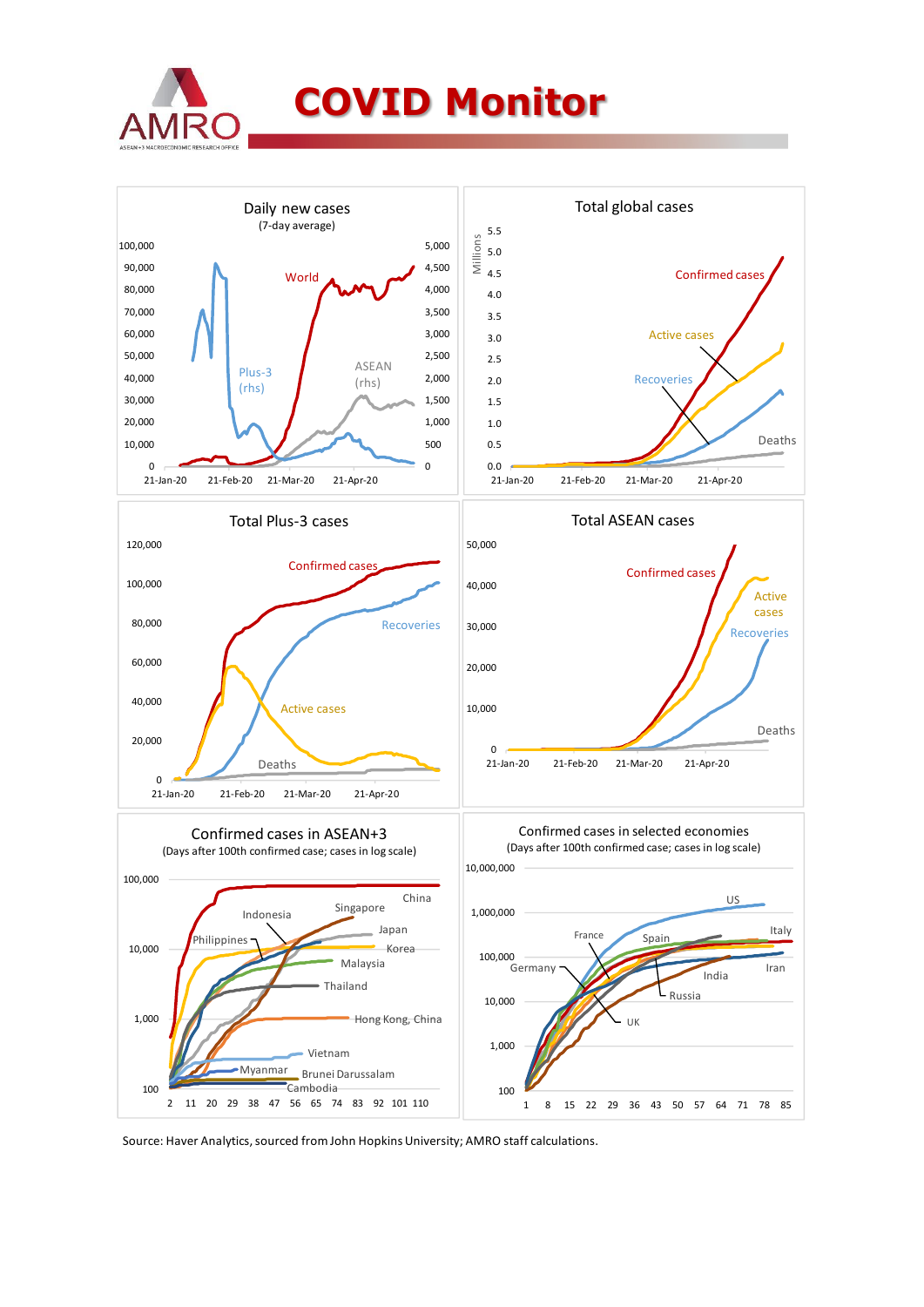# COVID Monitor

AMRO
ASEAN+3 MACROECONOMIC RESEARCH OFFICE

## Daily new cases

(7-day average)

100,000
90,000
80,000
70,000
60,000
50,000
40,000
30,000
20,000
10,000
0

5,000
4,500
4,000
3,500
3,000
2,500
2,000
1,500
1,000
500
0

World
Plus-3 (rhs)
ASEAN (rhs)

21-Jan-20 21-Feb-20 21-Mar-20 21-Apr-20

## Total global cases

Millions

5.5
5.0
4.5
4.0
3.5
3.0
2.5
2.0
1.5
1.0
0.5
0.0

Confirmed cases
Active cases
Recoveries
Deaths

21-Jan-20 21-Feb-20 21-Mar-20 21-Apr-20

## Total Plus-3 cases

120,000
100,000
80,000
60,000
40,000
20,000
0

Confirmed cases
Recoveries
Active cases
Deaths

21-Jan-20 21-Feb-20 21-Mar-20 21-Apr-20

## Total ASEAN cases

50,000
40,000
30,000
20,000
10,000
0

Confirmed cases
Active cases
Recoveries
Deaths

21-Jan-20 21-Feb-20 21-Mar-20 21-Apr-20

## Confirmed cases in ASEAN+3

(Days after 100th confirmed case; cases in log scale)

100,000
10,000
1,000
100

China
Singapore
Indonesia
Japan
Philippines
Korea
Malaysia
Thailand
Hong Kong, China
Vietnam
Myanmar
Brunei Darussalam
Cambodia

2 11 20 29 38 47 56 65 74 83 92 101 110

## Confirmed cases in selected economies

(Days after 100th confirmed case; cases in log scale)

10,000,000
1,000,000
100,000
10,000
1,000
100

US
Italy
France
Spain
Germany
Iran
India
Russia
UK

1 8 15 22 29 36 43 50 57 64 71 78 85

Source: Haver Analytics, sourced from John Hopkins University; AMRO staff calculations.